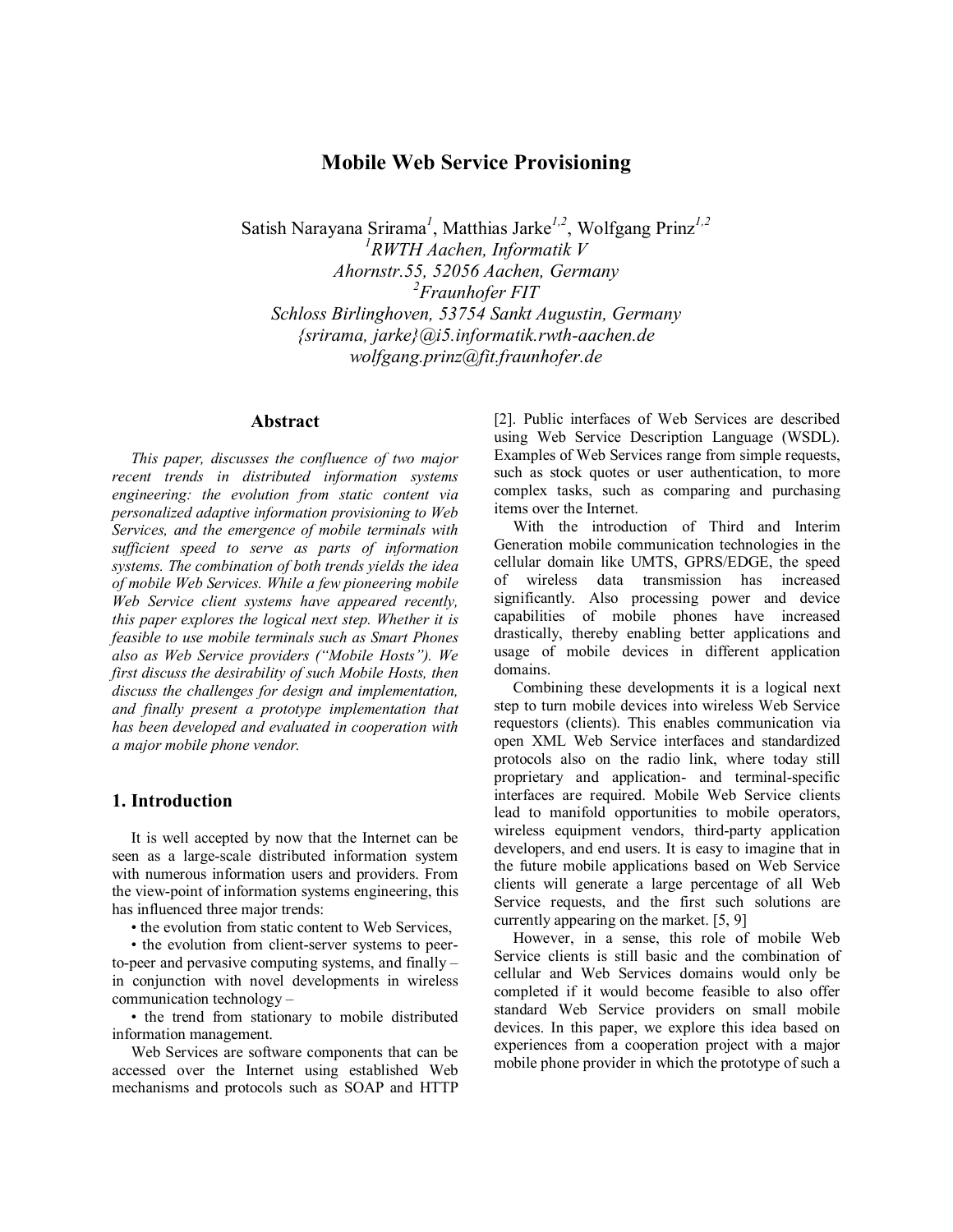# Mobile Web Service Provisioning

Satish Narayana Srirama[1], Matthias Jarke[1,2], Wolfgang Prinz[1,2]

[1]*RWTH Aachen, Informatik V*
*Ahornstr.55, 52056 Aachen, Germany*
[2]*Fraunhofer FIT*
*Schloss Birlinghoven, 53754 Sankt Augustin, Germany*
*{srirama, jarke}@i5.informatik.rwth-aachen.de*
*wolfgang.prinz@fit.fraunhofer.de*

## Abstract

*This paper, discusses the confluence of two major recent trends in distributed information systems engineering: the evolution from static content via personalized adaptive information provisioning to Web Services, and the emergence of mobile terminals with sufficient speed to serve as parts of information systems. The combination of both trends yields the idea of mobile Web Services. While a few pioneering mobile Web Service client systems have appeared recently, this paper explores the logical next step. Whether it is feasible to use mobile terminals such as Smart Phones also as Web Service providers ("Mobile Hosts"). We first discuss the desirability of such Mobile Hosts, then discuss the challenges for design and implementation, and finally present a prototype implementation that has been developed and evaluated in cooperation with a major mobile phone vendor.*

## 1. Introduction

It is well accepted by now that the Internet can be seen as a large-scale distributed information system with numerous information users and providers. From the view-point of information systems engineering, this has influenced three major trends:

- the evolution from static content to Web Services,
- the evolution from client-server systems to peer-to-peer and pervasive computing systems, and finally – in conjunction with novel developments in wireless communication technology –
- the trend from stationary to mobile distributed information management.

Web Services are software components that can be accessed over the Internet using established Web mechanisms and protocols such as SOAP and HTTP [2]. Public interfaces of Web Services are described using Web Service Description Language (WSDL). Examples of Web Services range from simple requests, such as stock quotes or user authentication, to more complex tasks, such as comparing and purchasing items over the Internet.

With the introduction of Third and Interim Generation mobile communication technologies in the cellular domain like UMTS, GPRS/EDGE, the speed of wireless data transmission has increased significantly. Also processing power and device capabilities of mobile phones have increased drastically, thereby enabling better applications and usage of mobile devices in different application domains.

Combining these developments it is a logical next step to turn mobile devices into wireless Web Service requestors (clients). This enables communication via open XML Web Service interfaces and standardized protocols also on the radio link, where today still proprietary and application- and terminal-specific interfaces are required. Mobile Web Service clients lead to manifold opportunities to mobile operators, wireless equipment vendors, third-party application developers, and end users. It is easy to imagine that in the future mobile applications based on Web Service clients will generate a large percentage of all Web Service requests, and the first such solutions are currently appearing on the market. [5, 9]

However, in a sense, this role of mobile Web Service clients is still basic and the combination of cellular and Web Services domains would only be completed if it would become feasible to also offer standard Web Service providers on small mobile devices. In this paper, we explore this idea based on experiences from a cooperation project with a major mobile phone provider in which the prototype of such a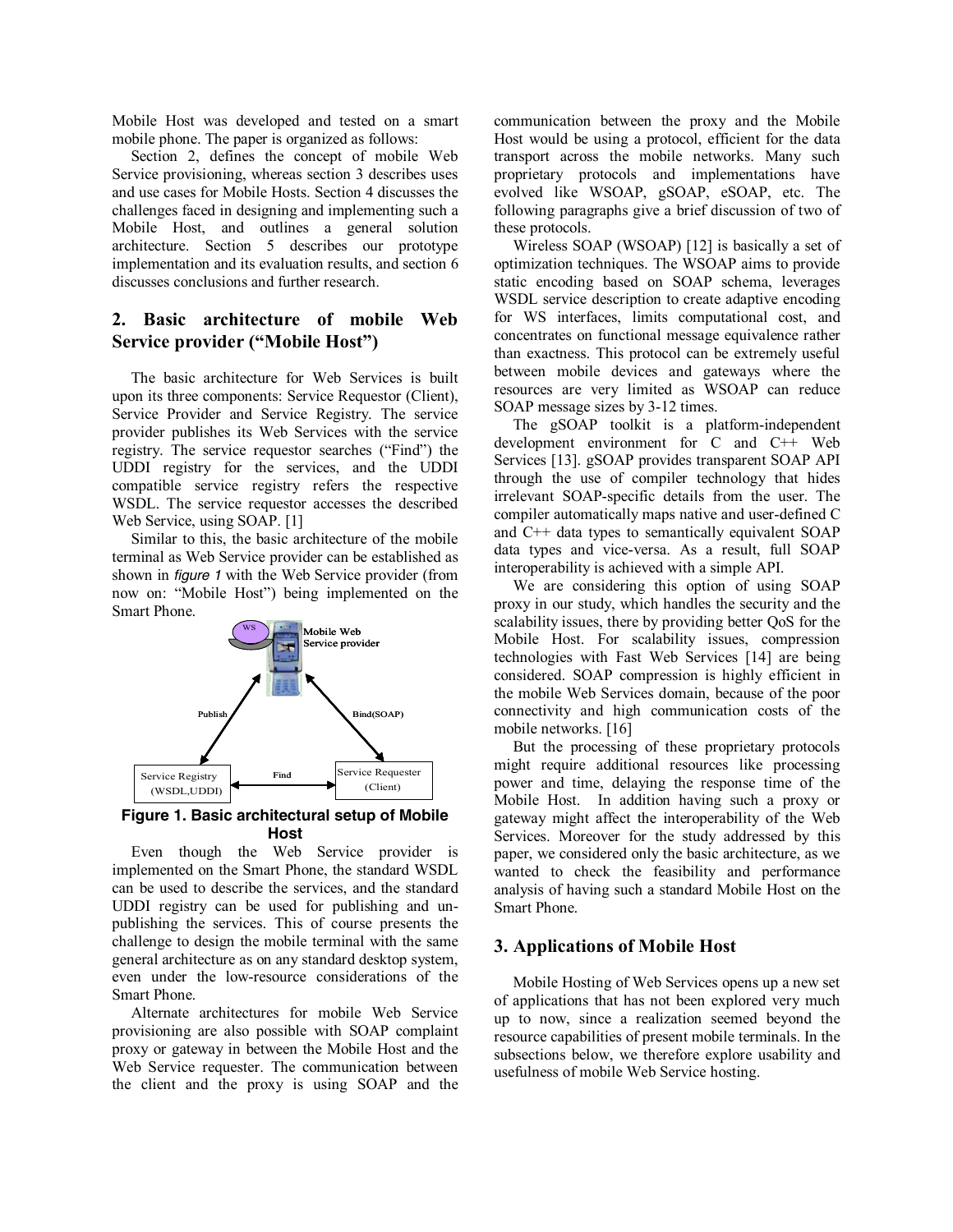Mobile Host was developed and tested on a smart mobile phone. The paper is organized as follows:

Section 2, defines the concept of mobile Web Service provisioning, whereas section 3 describes uses and use cases for Mobile Hosts. Section 4 discusses the challenges faced in designing and implementing such a Mobile Host, and outlines a general solution architecture. Section 5 describes our prototype implementation and its evaluation results, and section 6 discusses conclusions and further research.

## 2. Basic architecture of mobile Web Service provider ("Mobile Host")

The basic architecture for Web Services is built upon its three components: Service Requestor (Client), Service Provider and Service Registry. The service provider publishes its Web Services with the service registry. The service requestor searches ("Find") the UDDI registry for the services, and the UDDI compatible service registry refers the respective WSDL. The service requestor accesses the described Web Service, using SOAP. [1]

Similar to this, the basic architecture of the mobile terminal as Web Service provider can be established as shown in *figure 1* with the Web Service provider (from now on: "Mobile Host") being implemented on the Smart Phone.

**Figure 1. Basic architectural setup of Mobile Host**

Even though the Web Service provider is implemented on the Smart Phone, the standard WSDL can be used to describe the services, and the standard UDDI registry can be used for publishing and un-publishing the services. This of course presents the challenge to design the mobile terminal with the same general architecture as on any standard desktop system, even under the low-resource considerations of the Smart Phone.

Alternate architectures for mobile Web Service provisioning are also possible with SOAP complaint proxy or gateway in between the Mobile Host and the Web Service requester. The communication between the client and the proxy is using SOAP and the communication between the proxy and the Mobile Host would be using a protocol, efficient for the data transport across the mobile networks. Many such proprietary protocols and implementations have evolved like WSOAP, gSOAP, eSOAP, etc. The following paragraphs give a brief discussion of two of these protocols.

Wireless SOAP (WSOAP) [12] is basically a set of optimization techniques. The WSOAP aims to provide static encoding based on SOAP schema, leverages WSDL service description to create adaptive encoding for WS interfaces, limits computational cost, and concentrates on functional message equivalence rather than exactness. This protocol can be extremely useful between mobile devices and gateways where the resources are very limited as WSOAP can reduce SOAP message sizes by 3-12 times.

The gSOAP toolkit is a platform-independent development environment for C and C++ Web Services [13]. gSOAP provides transparent SOAP API through the use of compiler technology that hides irrelevant SOAP-specific details from the user. The compiler automatically maps native and user-defined C and C++ data types to semantically equivalent SOAP data types and vice-versa. As a result, full SOAP interoperability is achieved with a simple API.

We are considering this option of using SOAP proxy in our study, which handles the security and the scalability issues, there by providing better QoS for the Mobile Host. For scalability issues, compression technologies with Fast Web Services [14] are being considered. SOAP compression is highly efficient in the mobile Web Services domain, because of the poor connectivity and high communication costs of the mobile networks. [16]

But the processing of these proprietary protocols might require additional resources like processing power and time, delaying the response time of the Mobile Host. In addition having such a proxy or gateway might affect the interoperability of the Web Services. Moreover for the study addressed by this paper, we considered only the basic architecture, as we wanted to check the feasibility and performance analysis of having such a standard Mobile Host on the Smart Phone.

## 3. Applications of Mobile Host

Mobile Hosting of Web Services opens up a new set of applications that has not been explored very much up to now, since a realization seemed beyond the resource capabilities of present mobile terminals. In the subsections below, we therefore explore usability and usefulness of mobile Web Service hosting.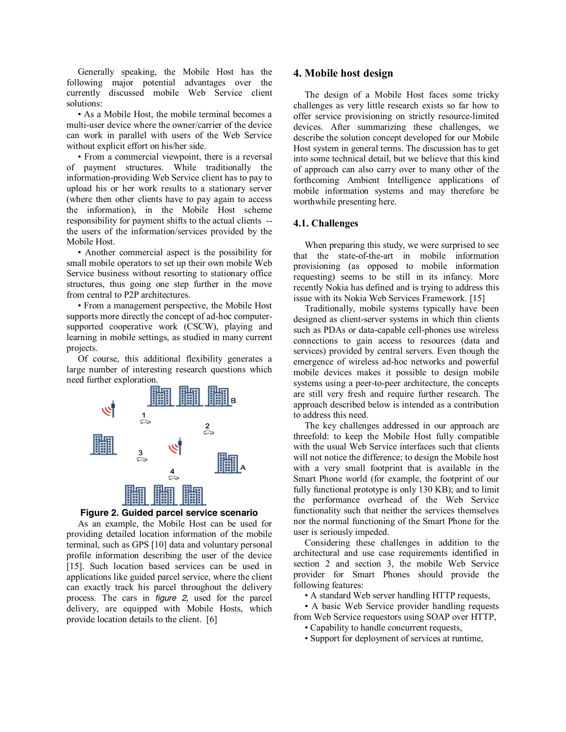Generally speaking, the Mobile Host has the following major potential advantages over the currently discussed mobile Web Service client solutions:

- As a Mobile Host, the mobile terminal becomes a multi-user device where the owner/carrier of the device can work in parallel with users of the Web Service without explicit effort on his/her side.
- From a commercial viewpoint, there is a reversal of payment structures. While traditionally the information-providing Web Service client has to pay to upload his or her work results to a stationary server (where then other clients have to pay again to access the information), in the Mobile Host scheme responsibility for payment shifts to the actual clients -- the users of the information/services provided by the Mobile Host.
- Another commercial aspect is the possibility for small mobile operators to set up their own mobile Web Service business without resorting to stationary office structures, thus going one step further in the move from central to P2P architectures.
- From a management perspective, the Mobile Host supports more directly the concept of ad-hoc computer-supported cooperative work (CSCW), playing and learning in mobile settings, as studied in many current projects.

Of course, this additional flexibility generates a large number of interesting research questions which need further exploration.

B
1
2
3
A
4

**Figure 2. Guided parcel service scenario**

As an example, the Mobile Host can be used for providing detailed location information of the mobile terminal, such as GPS [10] data and voluntary personal profile information describing the user of the device [15]. Such location based services can be used in applications like guided parcel service, where the client can exactly track his parcel throughout the delivery process. The cars in *figure 2*, used for the parcel delivery, are equipped with Mobile Hosts, which provide location details to the client. [6]

## 4. Mobile host design

The design of a Mobile Host faces some tricky challenges as very little research exists so far how to offer service provisioning on strictly resource-limited devices. After summarizing these challenges, we describe the solution concept developed for our Mobile Host system in general terms. The discussion has to get into some technical detail, but we believe that this kind of approach can also carry over to many other of the forthcoming Ambient Intelligence applications of mobile information systems and may therefore be worthwhile presenting here.

### 4.1. Challenges

When preparing this study, we were surprised to see that the state-of-the-art in mobile information provisioning (as opposed to mobile information requesting) seems to be still in its infancy. More recently Nokia has defined and is trying to address this issue with its Nokia Web Services Framework. [15]

Traditionally, mobile systems typically have been designed as client-server systems in which thin clients such as PDAs or data-capable cell-phones use wireless connections to gain access to resources (data and services) provided by central servers. Even though the emergence of wireless ad-hoc networks and powerful mobile devices makes it possible to design mobile systems using a peer-to-peer architecture, the concepts are still very fresh and require further research. The approach described below is intended as a contribution to address this need.

The key challenges addressed in our approach are threefold: to keep the Mobile Host fully compatible with the usual Web Service interfaces such that clients will not notice the difference; to design the Mobile host with a very small footprint that is available in the Smart Phone world (for example, the footprint of our fully functional prototype is only 130 KB); and to limit the performance overhead of the Web Service functionality such that neither the services themselves nor the normal functioning of the Smart Phone for the user is seriously impeded.

Considering these challenges in addition to the architectural and use case requirements identified in section 2 and section 3, the mobile Web Service provider for Smart Phones should provide the following features:

- A standard Web server handling HTTP requests,
- A basic Web Service provider handling requests from Web Service requestors using SOAP over HTTP,
- Capability to handle concurrent requests,
- Support for deployment of services at runtime,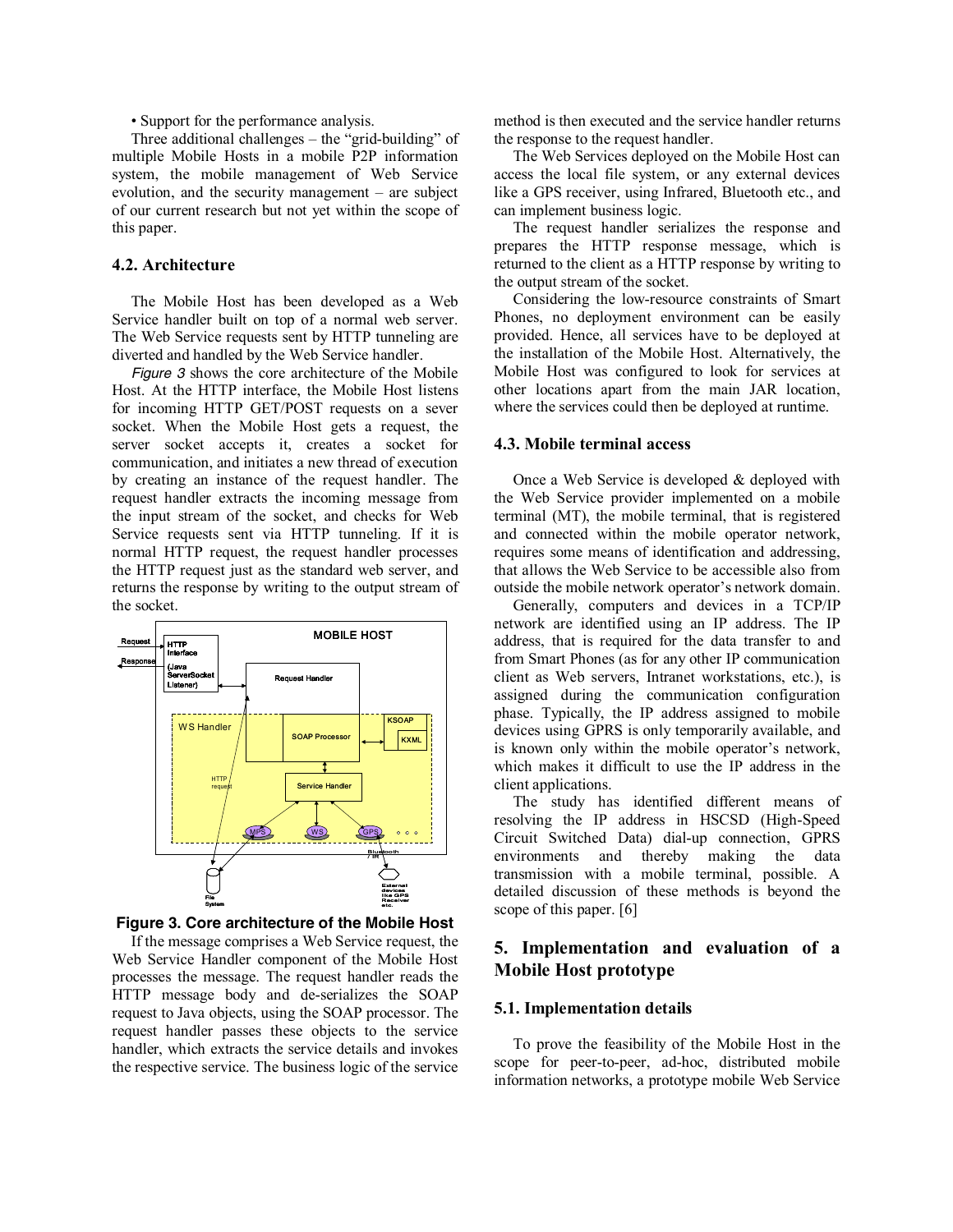• Support for the performance analysis.

Three additional challenges – the "grid-building" of multiple Mobile Hosts in a mobile P2P information system, the mobile management of Web Service evolution, and the security management – are subject of our current research but not yet within the scope of this paper.

### 4.2. Architecture

The Mobile Host has been developed as a Web Service handler built on top of a normal web server. The Web Service requests sent by HTTP tunneling are diverted and handled by the Web Service handler.

*Figure 3* shows the core architecture of the Mobile Host. At the HTTP interface, the Mobile Host listens for incoming HTTP GET/POST requests on a sever socket. When the Mobile Host gets a request, the server socket accepts it, creates a socket for communication, and initiates a new thread of execution by creating an instance of the request handler. The request handler extracts the incoming message from the input stream of the socket, and checks for Web Service requests sent via HTTP tunneling. If it is normal HTTP request, the request handler processes the HTTP request just as the standard web server, and returns the response by writing to the output stream of the socket.

Request
Response
HTTP Interface (Java ServerSocket Listener)
MOBILE HOST
Request Handler
WS Handler
SOAP Processor
KSOAP
KXML
HTTP request
Service Handler
MPS
WS
GPS
Bluetooth / IR
File System
External devices like GPS Receiver etc.

**Figure 3. Core architecture of the Mobile Host**

If the message comprises a Web Service request, the Web Service Handler component of the Mobile Host processes the message. The request handler reads the HTTP message body and de-serializes the SOAP request to Java objects, using the SOAP processor. The request handler passes these objects to the service handler, which extracts the service details and invokes the respective service. The business logic of the service method is then executed and the service handler returns the response to the request handler.

The Web Services deployed on the Mobile Host can access the local file system, or any external devices like a GPS receiver, using Infrared, Bluetooth etc., and can implement business logic.

The request handler serializes the response and prepares the HTTP response message, which is returned to the client as a HTTP response by writing to the output stream of the socket.

Considering the low-resource constraints of Smart Phones, no deployment environment can be easily provided. Hence, all services have to be deployed at the installation of the Mobile Host. Alternatively, the Mobile Host was configured to look for services at other locations apart from the main JAR location, where the services could then be deployed at runtime.

### 4.3. Mobile terminal access

Once a Web Service is developed & deployed with the Web Service provider implemented on a mobile terminal (MT), the mobile terminal, that is registered and connected within the mobile operator network, requires some means of identification and addressing, that allows the Web Service to be accessible also from outside the mobile network operator's network domain.

Generally, computers and devices in a TCP/IP network are identified using an IP address. The IP address, that is required for the data transfer to and from Smart Phones (as for any other IP communication client as Web servers, Intranet workstations, etc.), is assigned during the communication configuration phase. Typically, the IP address assigned to mobile devices using GPRS is only temporarily available, and is known only within the mobile operator's network, which makes it difficult to use the IP address in the client applications.

The study has identified different means of resolving the IP address in HSCSD (High-Speed Circuit Switched Data) dial-up connection, GPRS environments and thereby making the data transmission with a mobile terminal, possible. A detailed discussion of these methods is beyond the scope of this paper. [6]

## 5. Implementation and evaluation of a Mobile Host prototype

### 5.1. Implementation details

To prove the feasibility of the Mobile Host in the scope for peer-to-peer, ad-hoc, distributed mobile information networks, a prototype mobile Web Service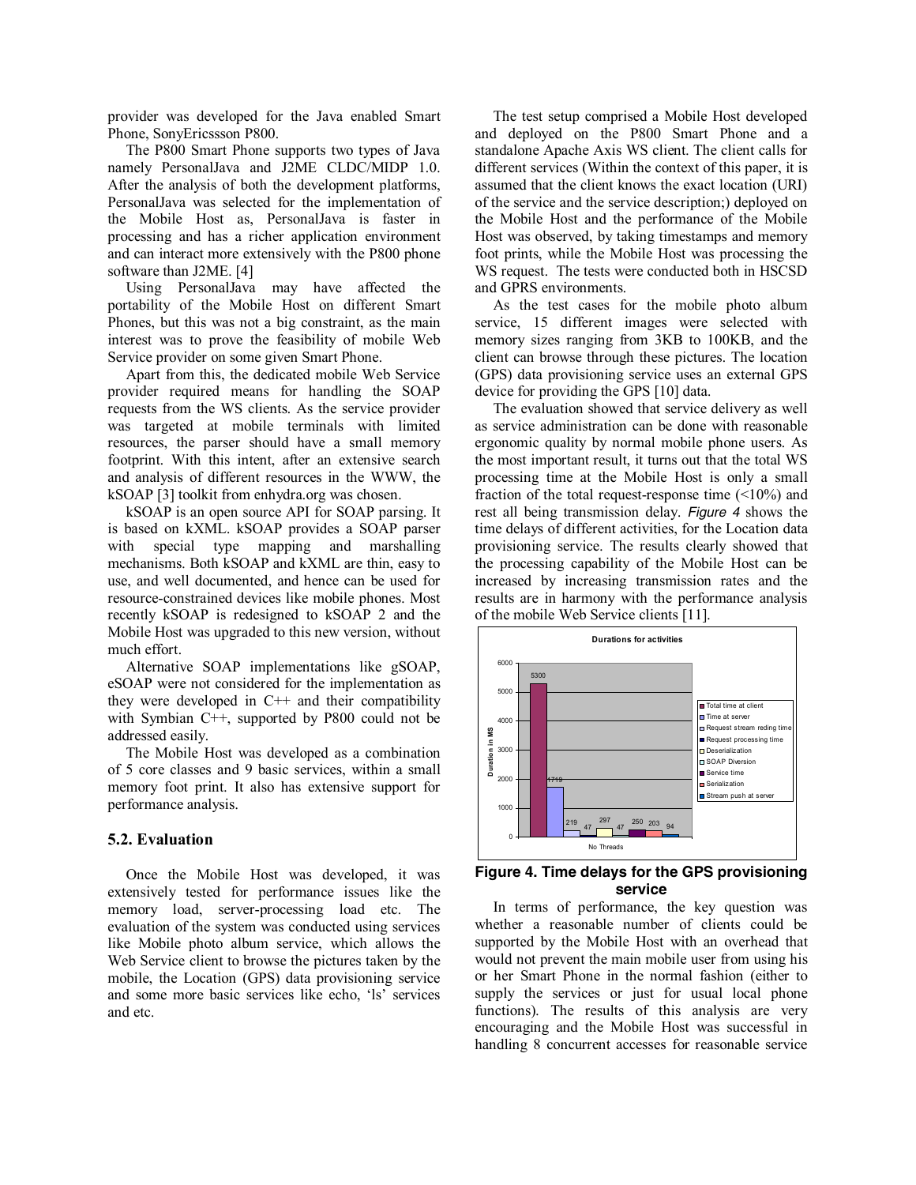provider was developed for the Java enabled Smart Phone, SonyEricsson P800.

The P800 Smart Phone supports two types of Java namely PersonalJava and J2ME CLDC/MIDP 1.0. After the analysis of both the development platforms, PersonalJava was selected for the implementation of the Mobile Host as, PersonalJava is faster in processing and has a richer application environment and can interact more extensively with the P800 phone software than J2ME. [4]

Using PersonalJava may have affected the portability of the Mobile Host on different Smart Phones, but this was not a big constraint, as the main interest was to prove the feasibility of mobile Web Service provider on some given Smart Phone.

Apart from this, the dedicated mobile Web Service provider required means for handling the SOAP requests from the WS clients. As the service provider was targeted at mobile terminals with limited resources, the parser should have a small memory footprint. With this intent, after an extensive search and analysis of different resources in the WWW, the kSOAP [3] toolkit from enhydra.org was chosen.

kSOAP is an open source API for SOAP parsing. It is based on kXML. kSOAP provides a SOAP parser with special type mapping and marshalling mechanisms. Both kSOAP and kXML are thin, easy to use, and well documented, and hence can be used for resource-constrained devices like mobile phones. Most recently kSOAP is redesigned to kSOAP 2 and the Mobile Host was upgraded to this new version, without much effort.

Alternative SOAP implementations like gSOAP, eSOAP were not considered for the implementation as they were developed in C++ and their compatibility with Symbian C++, supported by P800 could not be addressed easily.

The Mobile Host was developed as a combination of 5 core classes and 9 basic services, within a small memory foot print. It also has extensive support for performance analysis.

### 5.2. Evaluation

Once the Mobile Host was developed, it was extensively tested for performance issues like the memory load, server-processing load etc. The evaluation of the system was conducted using services like Mobile photo album service, which allows the Web Service client to browse the pictures taken by the mobile, the Location (GPS) data provisioning service and some more basic services like echo, 'ls' services and etc.

The test setup comprised a Mobile Host developed and deployed on the P800 Smart Phone and a standalone Apache Axis WS client. The client calls for different services (Within the context of this paper, it is assumed that the client knows the exact location (URI) of the service and the service description;) deployed on the Mobile Host and the performance of the Mobile Host was observed, by taking timestamps and memory foot prints, while the Mobile Host was processing the WS request. The tests were conducted both in HSCSD and GPRS environments.

As the test cases for the mobile photo album service, 15 different images were selected with memory sizes ranging from 3KB to 100KB, and the client can browse through these pictures. The location (GPS) data provisioning service uses an external GPS device for providing the GPS [10] data.

The evaluation showed that service delivery as well as service administration can be done with reasonable ergonomic quality by normal mobile phone users. As the most important result, it turns out that the total WS processing time at the Mobile Host is only a small fraction of the total request-response time (<10%) and rest all being transmission delay. *Figure 4* shows the time delays of different activities, for the Location data provisioning service. The results clearly showed that the processing capability of the Mobile Host can be increased by increasing transmission rates and the results are in harmony with the performance analysis of the mobile Web Service clients [11].

**Figure 4. Time delays for the GPS provisioning service**

In terms of performance, the key question was whether a reasonable number of clients could be supported by the Mobile Host with an overhead that would not prevent the main mobile user from using his or her Smart Phone in the normal fashion (either to supply the services or just for usual local phone functions). The results of this analysis are very encouraging and the Mobile Host was successful in handling 8 concurrent accesses for reasonable service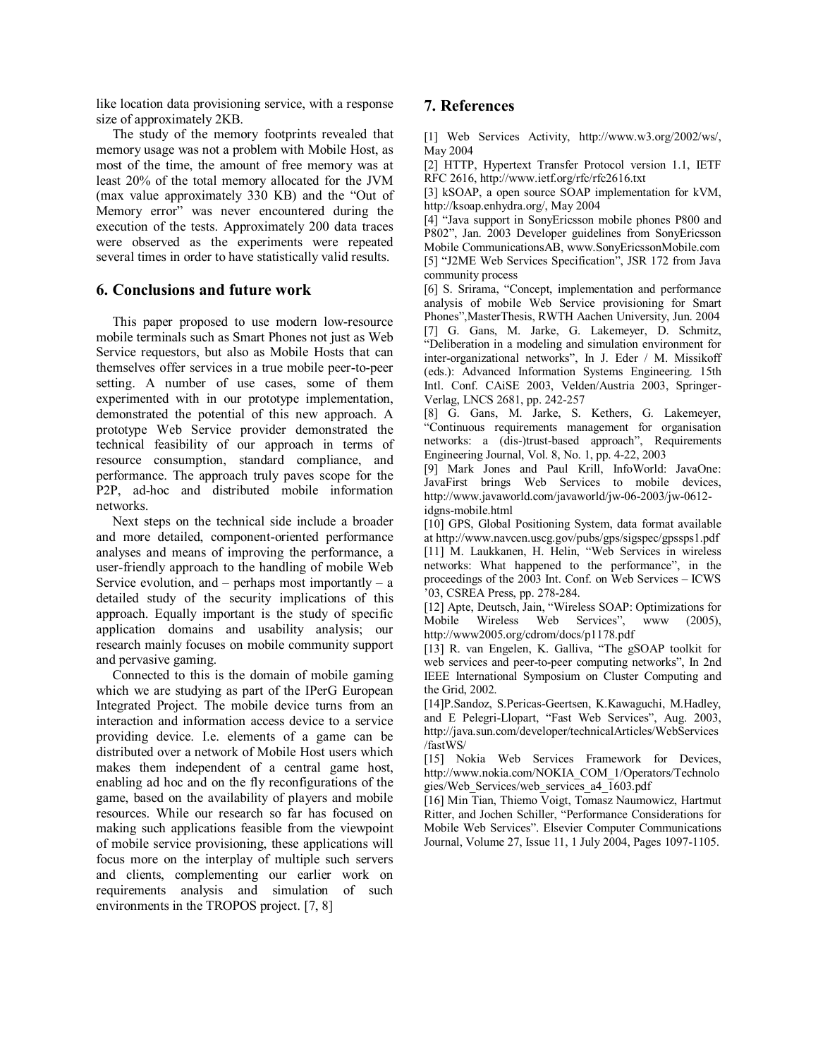like location data provisioning service, with a response size of approximately 2KB.

The study of the memory footprints revealed that memory usage was not a problem with Mobile Host, as most of the time, the amount of free memory was at least 20% of the total memory allocated for the JVM (max value approximately 330 KB) and the "Out of Memory error" was never encountered during the execution of the tests. Approximately 200 data traces were observed as the experiments were repeated several times in order to have statistically valid results.

## 6. Conclusions and future work

This paper proposed to use modern low-resource mobile terminals such as Smart Phones not just as Web Service requestors, but also as Mobile Hosts that can themselves offer services in a true mobile peer-to-peer setting. A number of use cases, some of them experimented with in our prototype implementation, demonstrated the potential of this new approach. A prototype Web Service provider demonstrated the technical feasibility of our approach in terms of resource consumption, standard compliance, and performance. The approach truly paves scope for the P2P, ad-hoc and distributed mobile information networks.

Next steps on the technical side include a broader and more detailed, component-oriented performance analyses and means of improving the performance, a user-friendly approach to the handling of mobile Web Service evolution, and – perhaps most importantly – a detailed study of the security implications of this approach. Equally important is the study of specific application domains and usability analysis; our research mainly focuses on mobile community support and pervasive gaming.

Connected to this is the domain of mobile gaming which we are studying as part of the IPerG European Integrated Project. The mobile device turns from an interaction and information access device to a service providing device. I.e. elements of a game can be distributed over a network of Mobile Host users which makes them independent of a central game host, enabling ad hoc and on the fly reconfigurations of the game, based on the availability of players and mobile resources. While our research so far has focused on making such applications feasible from the viewpoint of mobile service provisioning, these applications will focus more on the interplay of multiple such servers and clients, complementing our earlier work on requirements analysis and simulation of such environments in the TROPOS project. [7, 8]

## 7. References

[1] Web Services Activity, http://www.w3.org/2002/ws/, May 2004

[2] HTTP, Hypertext Transfer Protocol version 1.1, IETF RFC 2616, http://www.ietf.org/rfc/rfc2616.txt

[3] kSOAP, a open source SOAP implementation for kVM, http://ksoap.enhydra.org/, May 2004

[4] "Java support in SonyEricsson mobile phones P800 and P802", Jan. 2003 Developer guidelines from SonyEricsson Mobile CommunicationsAB, www.SonyEricssonMobile.com

[5] "J2ME Web Services Specification", JSR 172 from Java community process

[6] S. Srirama, "Concept, implementation and performance analysis of mobile Web Service provisioning for Smart Phones",MasterThesis, RWTH Aachen University, Jun. 2004

[7] G. Gans, M. Jarke, G. Lakemeyer, D. Schmitz, "Deliberation in a modeling and simulation environment for inter-organizational networks", In J. Eder / M. Missikoff (eds.): Advanced Information Systems Engineering. 15th Intl. Conf. CAiSE 2003, Velden/Austria 2003, Springer-Verlag, LNCS 2681, pp. 242-257

[8] G. Gans, M. Jarke, S. Kethers, G. Lakemeyer, "Continuous requirements management for organisation networks: a (dis-)trust-based approach", Requirements Engineering Journal, Vol. 8, No. 1, pp. 4-22, 2003

[9] Mark Jones and Paul Krill, InfoWorld: JavaOne: JavaFirst brings Web Services to mobile devices, http://www.javaworld.com/javaworld/jw-06-2003/jw-0612-idgns-mobile.html

[10] GPS, Global Positioning System, data format available at http://www.navcen.uscg.gov/pubs/gps/sigspec/gpssps1.pdf

[11] M. Laukkanen, H. Helin, "Web Services in wireless networks: What happened to the performance", in the proceedings of the 2003 Int. Conf. on Web Services – ICWS '03, CSREA Press, pp. 278-284.

[12] Apte, Deutsch, Jain, "Wireless SOAP: Optimizations for Mobile Wireless Web Services", www (2005), http://www2005.org/cdrom/docs/p1178.pdf

[13] R. van Engelen, K. Galliva, "The gSOAP toolkit for web services and peer-to-peer computing networks", In 2nd IEEE International Symposium on Cluster Computing and the Grid, 2002.

[14]P.Sandoz, S.Pericas-Geertsen, K.Kawaguchi, M.Hadley, and E Pelegri-Llopart, "Fast Web Services", Aug. 2003, http://java.sun.com/developer/technicalArticles/WebServices/fastWS/

[15] Nokia Web Services Framework for Devices, http://www.nokia.com/NOKIA_COM_1/Operators/Technologies/Web_Services/web_services_a4_1603.pdf

[16] Min Tian, Thiemo Voigt, Tomasz Naumowicz, Hartmut Ritter, and Jochen Schiller, "Performance Considerations for Mobile Web Services". Elsevier Computer Communications Journal, Volume 27, Issue 11, 1 July 2004, Pages 1097-1105.